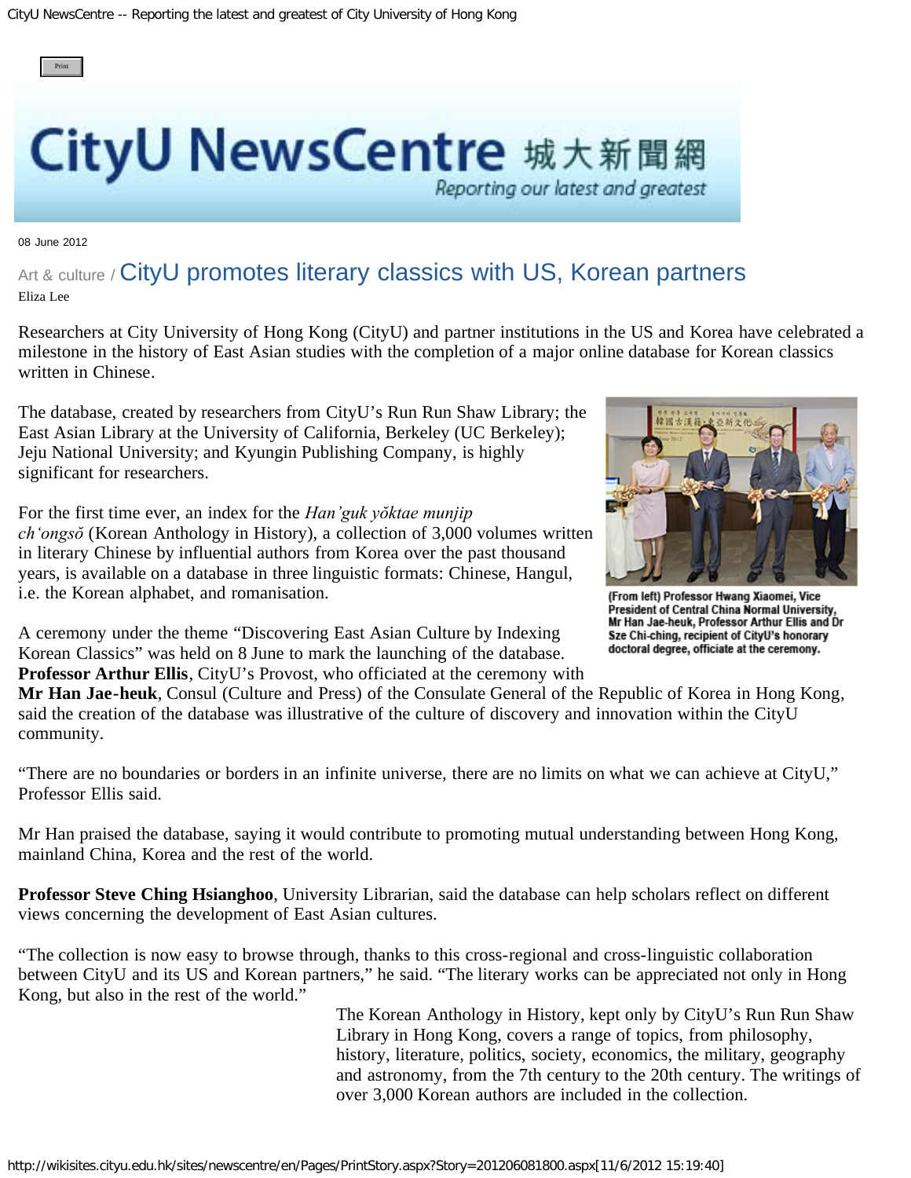08 June 2012

Art & culture / 

# CityU promotes literary classics with US, Korean partners

Eliza Lee

Researchers at City University of Hong Kong (CityU) and partner institutions in the US and Korea have celebrated a milestone in the history of East Asian studies with the completion of a major online database for Korean classics written in Chinese.

The database, created by researchers from CityU's Run Run Shaw Library; the East Asian Library at the University of California, Berkeley (UC Berkeley); Jeju National University; and Kyungin Publishing Company, is highly significant for researchers.

For the first time ever, an index for the *Han'guk yŏktae munjip ch'ongsŏ* (Korean Anthology in History), a collection of 3,000 volumes written in literary Chinese by influential authors from Korea over the past thousand years, is available on a database in three linguistic formats: Chinese, Hangul, i.e. the Korean alphabet, and romanisation.

(From left) Professor Hwang Xiaomei, Vice President of Central China Normal University, Mr Han Jae-heuk, Professor Arthur Ellis and Dr Sze Chi-ching, recipient of CityU's honorary doctoral degree, officiate at the ceremony.

A ceremony under the theme "Discovering East Asian Culture by Indexing Korean Classics" was held on 8 June to mark the launching of the database. **Professor Arthur Ellis**, CityU's Provost, who officiated at the ceremony with **Mr Han Jae-heuk**, Consul (Culture and Press) of the Consulate General of the Republic of Korea in Hong Kong, said the creation of the database was illustrative of the culture of discovery and innovation within the CityU community.

"There are no boundaries or borders in an infinite universe, there are no limits on what we can achieve at CityU," Professor Ellis said.

Mr Han praised the database, saying it would contribute to promoting mutual understanding between Hong Kong, mainland China, Korea and the rest of the world.

**Professor Steve Ching Hsianghoo**, University Librarian, said the database can help scholars reflect on different views concerning the development of East Asian cultures.

"The collection is now easy to browse through, thanks to this cross-regional and cross-linguistic collaboration between CityU and its US and Korean partners," he said. "The literary works can be appreciated not only in Hong Kong, but also in the rest of the world."

The Korean Anthology in History, kept only by CityU's Run Run Shaw Library in Hong Kong, covers a range of topics, from philosophy, history, literature, politics, society, economics, the military, geography and astronomy, from the 7th century to the 20th century. The writings of over 3,000 Korean authors are included in the collection.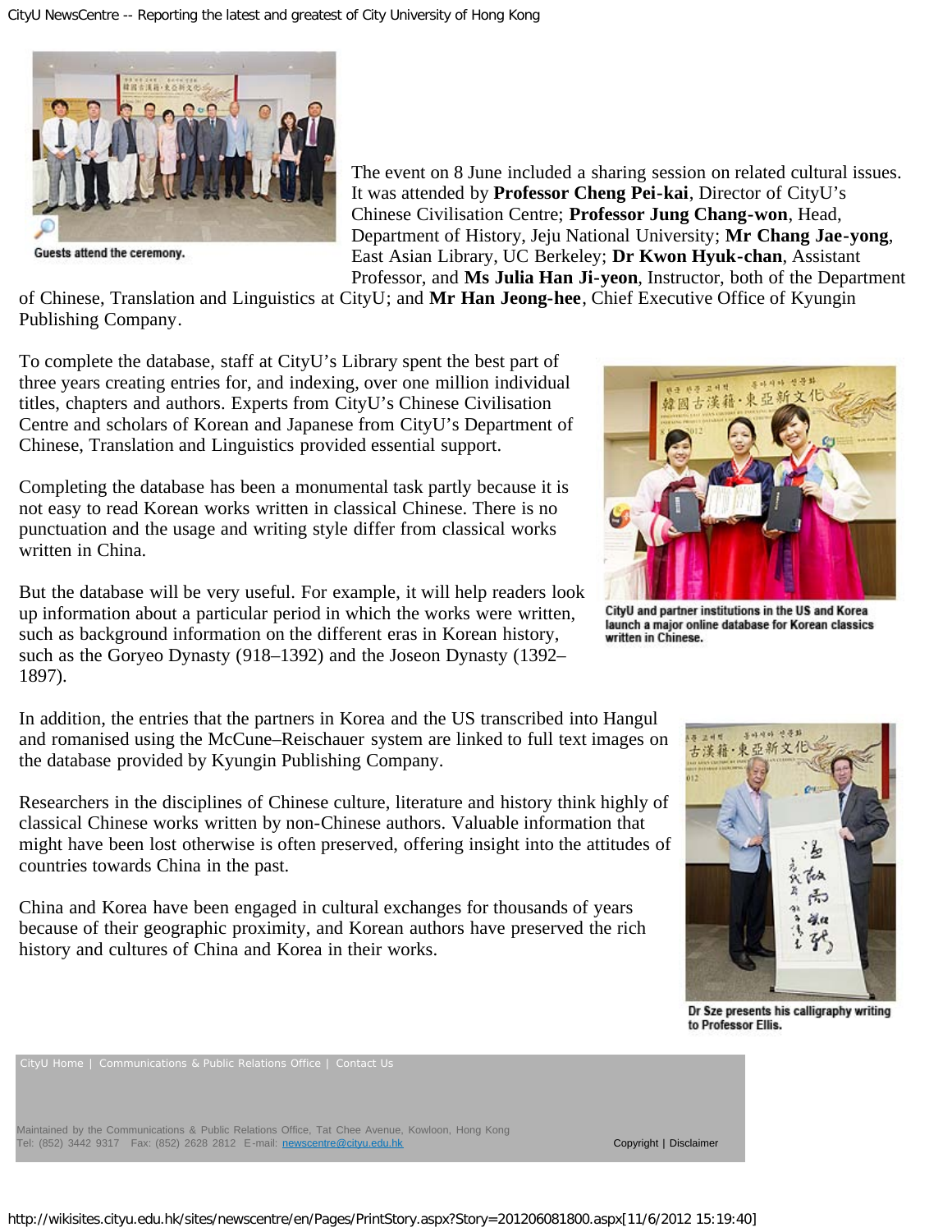Guests attend the ceremony.

The event on 8 June included a sharing session on related cultural issues. It was attended by **Professor Cheng Pei-kai**, Director of CityU's Chinese Civilisation Centre; **Professor Jung Chang-won**, Head, Department of History, Jeju National University; **Mr Chang Jae-yong**, East Asian Library, UC Berkeley; **Dr Kwon Hyuk-chan**, Assistant Professor, and **Ms Julia Han Ji-yeon**, Instructor, both of the Department of Chinese, Translation and Linguistics at CityU; and **Mr Han Jeong-hee**, Chief Executive Office of Kyungin Publishing Company.

To complete the database, staff at CityU's Library spent the best part of three years creating entries for, and indexing, over one million individual titles, chapters and authors. Experts from CityU's Chinese Civilisation Centre and scholars of Korean and Japanese from CityU's Department of Chinese, Translation and Linguistics provided essential support.

CityU and partner institutions in the US and Korea launch a major online database for Korean classics written in Chinese.

Completing the database has been a monumental task partly because it is not easy to read Korean works written in classical Chinese. There is no punctuation and the usage and writing style differ from classical works written in China.

But the database will be very useful. For example, it will help readers look up information about a particular period in which the works were written, such as background information on the different eras in Korean history, such as the Goryeo Dynasty (918–1392) and the Joseon Dynasty (1392–1897).

In addition, the entries that the partners in Korea and the US transcribed into Hangul and romanised using the McCune–Reischauer system are linked to full text images on the database provided by Kyungin Publishing Company.

Researchers in the disciplines of Chinese culture, literature and history think highly of classical Chinese works written by non-Chinese authors. Valuable information that might have been lost otherwise is often preserved, offering insight into the attitudes of countries towards China in the past.

China and Korea have been engaged in cultural exchanges for thousands of years because of their geographic proximity, and Korean authors have preserved the rich history and cultures of China and Korea in their works.

Dr Sze presents his calligraphy writing to Professor Ellis.